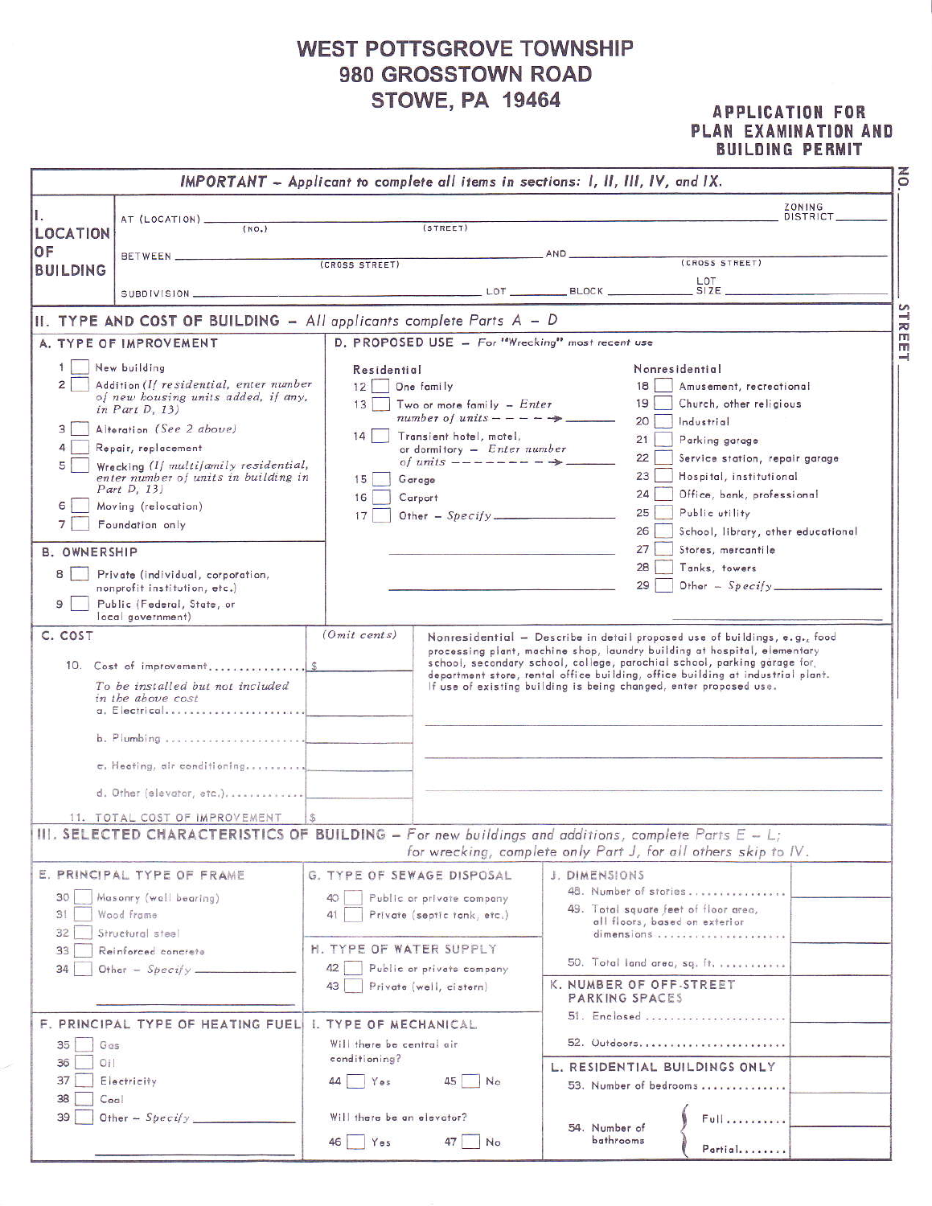# WEST POTTSGROVE TOWNSHIP
# 980 GROSSTOWN ROAD
# STOWE, PA 19464

## APPLICATION FOR PLAN EXAMINATION AND BUILDING PERMIT

NO. _______ STREET

***IMPORTANT** – Applicant to complete all items in sections: I, II, III, IV, and IX.*

## I. LOCATION OF BUILDING

AT (LOCATION) _______ (NO.) _______ (STREET) _______ ZONING DISTRICT _______

BETWEEN _______ (CROSS STREET) _______ AND _______ (CROSS STREET) _______

SUBDIVISION _______ LOT _______ BLOCK _______ LOT SIZE _______

## II. TYPE AND COST OF BUILDING – *All applicants complete Parts A – D*

### A. TYPE OF IMPROVEMENT

1 ☐ New building

2 ☐ Addition *(If residential, enter number of new housing units added, if any, in Part D, 13)*

3 ☐ Alteration *(See 2 above)*

4 ☐ Repair, replacement

5 ☐ Wrecking *(If multifamily residential, enter number of units in building in Part D, 13)*

6 ☐ Moving (relocation)

7 ☐ Foundation only

### B. OWNERSHIP

8 ☐ Private (individual, corporation, nonprofit institution, etc.)

9 ☐ Public (Federal, State, or local government)

### C. COST

*(Omit cents)*

10. Cost of improvement ............... $ _______

*To be installed but not included in the above cost*

a. Electrical ....................... _______

b. Plumbing ....................... _______

c. Heating, air conditioning .......... _______

d. Other (elevator, etc.) ............ _______

11. TOTAL COST OF IMPROVEMENT $ _______

### D. PROPOSED USE – *For "Wrecking" most recent use*

**Residential**

12 ☐ One family

13 ☐ Two or more family – *Enter number of units* ------→ _______

14 ☐ Transient hotel, motel, or dormitory – *Enter number of units* ------→ _______

15 ☐ Garage

16 ☐ Carport

17 ☐ Other – *Specify* _______

**Nonresidential**

18 ☐ Amusement, recreational

19 ☐ Church, other religious

20 ☐ Industrial

21 ☐ Parking garage

22 ☐ Service station, repair garage

23 ☐ Hospital, institutional

24 ☐ Office, bank, professional

25 ☐ Public utility

26 ☐ School, library, other educational

27 ☐ Stores, mercantile

28 ☐ Tanks, towers

29 ☐ Other – *Specify* _______

Nonresidential – Describe in detail proposed use of buildings, e.g., food processing plant, machine shop, laundry building at hospital, elementary school, secondary school, college, parochial school, parking garage for, department store, rental office building, office building at industrial plant. If use of existing building is being changed, enter proposed use.

_______

## III. SELECTED CHARACTERISTICS OF BUILDING – *For new buildings and additions, complete Parts E – L; for wrecking, complete only Part J, for all others skip to IV.*

### E. PRINCIPAL TYPE OF FRAME

30 ☐ Masonry (wall bearing)

31 ☐ Wood frame

32 ☐ Structural steel

33 ☐ Reinforced concrete

34 ☐ Other – *Specify* _______

### F. PRINCIPAL TYPE OF HEATING FUEL

35 ☐ Gas

36 ☐ Oil

37 ☐ Electricity

38 ☐ Coal

39 ☐ Other – *Specify* _______

### G. TYPE OF SEWAGE DISPOSAL

40 ☐ Public or private company

41 ☐ Private (septic tank, etc.)

### H. TYPE OF WATER SUPPLY

42 ☐ Public or private company

43 ☐ Private (well, cistern)

### I. TYPE OF MECHANICAL

Will there be central air conditioning?

44 ☐ Yes 45 ☐ No

Will there be an elevator?

46 ☐ Yes 47 ☐ No

### J. DIMENSIONS

48. Number of stories ................ _______

49. Total square feet of floor area, all floors, based on exterior dimensions .................... _______

50. Total land area, sq. ft. ........... _______

### K. NUMBER OF OFF-STREET PARKING SPACES

51. Enclosed ....................... _______

52. Outdoors ....................... _______

### L. RESIDENTIAL BUILDINGS ONLY

53. Number of bedrooms .............. _______

54. Number of bathrooms: Full .......... _______ Partial ........ _______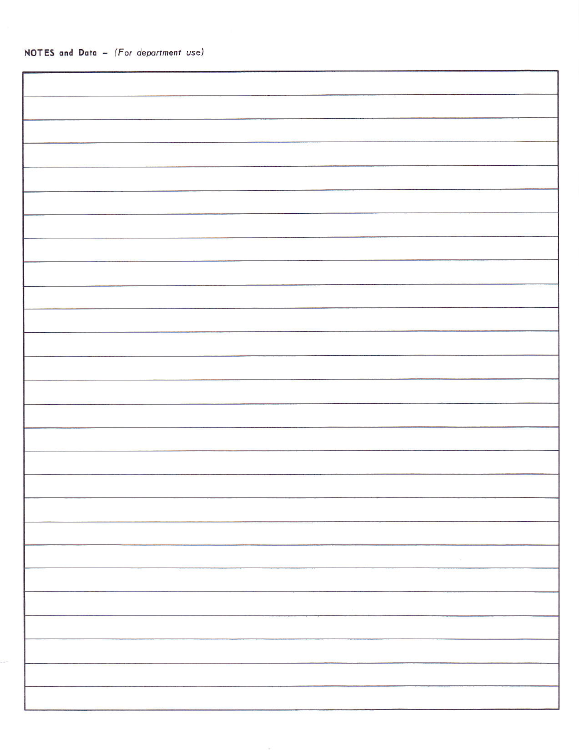**NOTES and Data** – *(For department use)*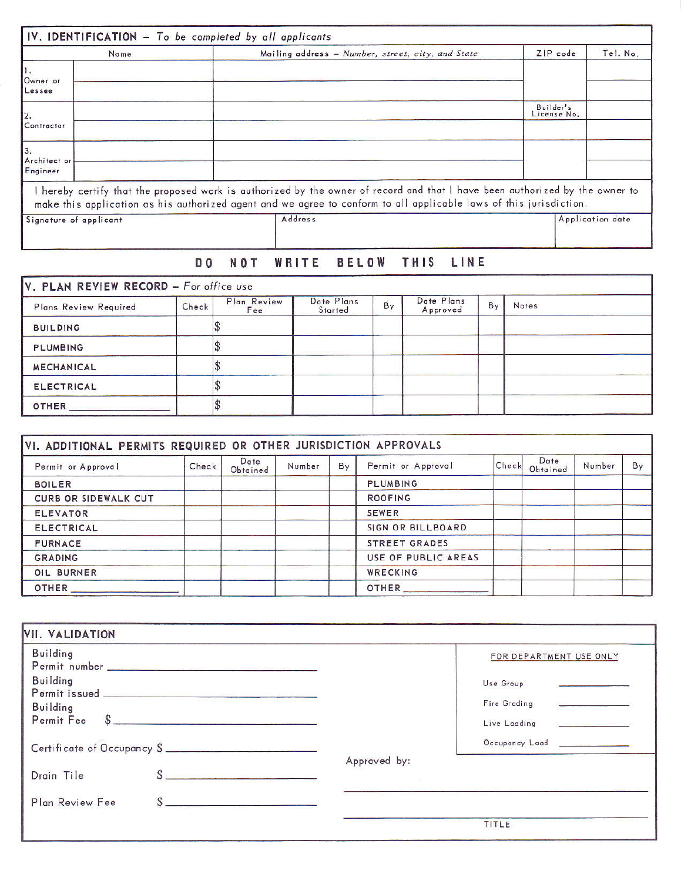## IV. IDENTIFICATION – *To be completed by all applicants*

| | Name | Mailing address – *Number, street, city, and State* | ZIP code | Tel. No. |
|---|---|---|---|---|
| 1. Owner or Lessee | | | | |
| | | | | |
| 2. Contractor | | | Builder's License No. | |
| | | | | |
| 3. Architect or Engineer | | | | |
| | | | | |

I hereby certify that the proposed work is authorized by the owner of record and that I have been authorized by the owner to make this application as his authorized agent and we agree to conform to all applicable laws of this jurisdiction.

| Signature of applicant | Address | Application date |
|---|---|---|
| | | |

**DO NOT WRITE BELOW THIS LINE**

## V. PLAN REVIEW RECORD – *For office use*

| Plans Review Required | Check | Plan Review Fee | Date Plans Started | By | Date Plans Approved | By | Notes |
|---|---|---|---|---|---|---|---|
| BUILDING | | $ | | | | | |
| PLUMBING | | $ | | | | | |
| MECHANICAL | | $ | | | | | |
| ELECTRICAL | | $ | | | | | |
| OTHER ______ | | $ | | | | | |

## VI. ADDITIONAL PERMITS REQUIRED OR OTHER JURISDICTION APPROVALS

| Permit or Approval | Check | Date Obtained | Number | By | Permit or Approval | Check | Date Obtained | Number | By |
|---|---|---|---|---|---|---|---|---|---|
| BOILER | | | | | PLUMBING | | | | |
| CURB OR SIDEWALK CUT | | | | | ROOFING | | | | |
| ELEVATOR | | | | | SEWER | | | | |
| ELECTRICAL | | | | | SIGN OR BILLBOARD | | | | |
| FURNACE | | | | | STREET GRADES | | | | |
| GRADING | | | | | USE OF PUBLIC AREAS | | | | |
| OIL BURNER | | | | | WRECKING | | | | |
| OTHER ______ | | | | | OTHER ______ | | | | |

## VII. VALIDATION

Building Permit number ______

Building Permit issued ______

Building Permit Fee $ ______

Certificate of Occupancy $ ______

Drain Tile $ ______

Plan Review Fee $ ______

FOR DEPARTMENT USE ONLY

Use Group ______

Fire Grading ______

Live Loading ______

Occupancy Load ______

Approved by:

______

______

TITLE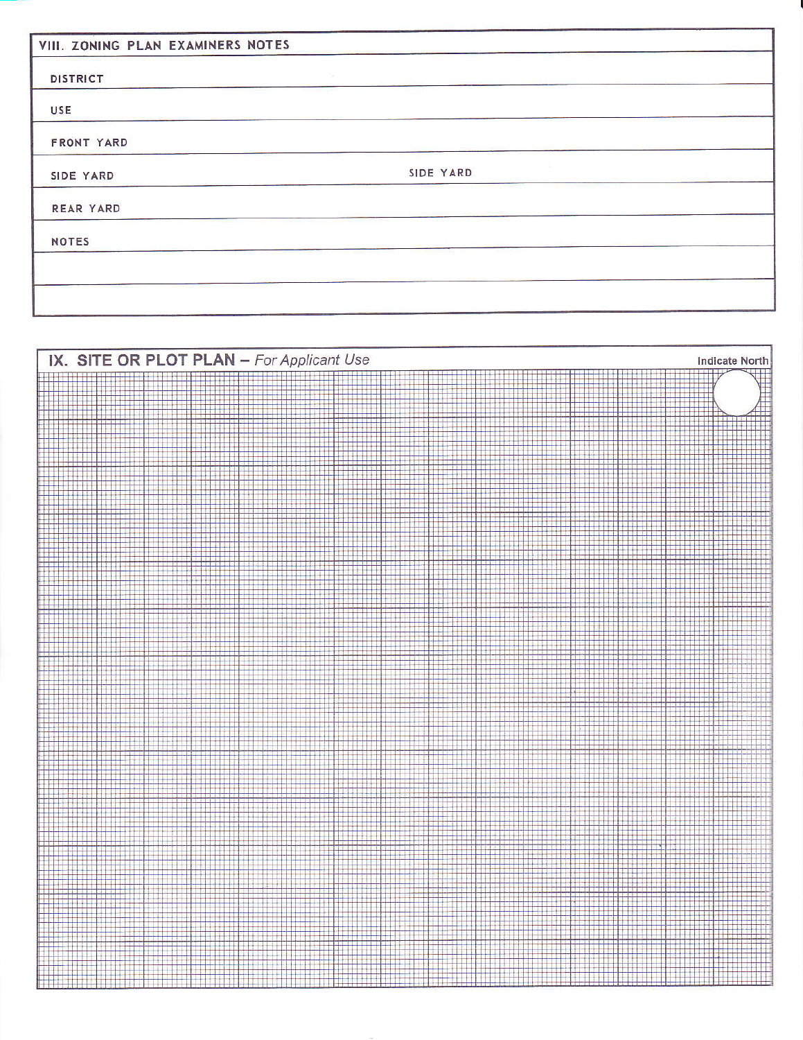## VIII. ZONING PLAN EXAMINERS NOTES

DISTRICT

USE

FRONT YARD

SIDE YARD SIDE YARD

REAR YARD

NOTES

## IX. SITE OR PLOT PLAN – *For Applicant Use*

Indicate North